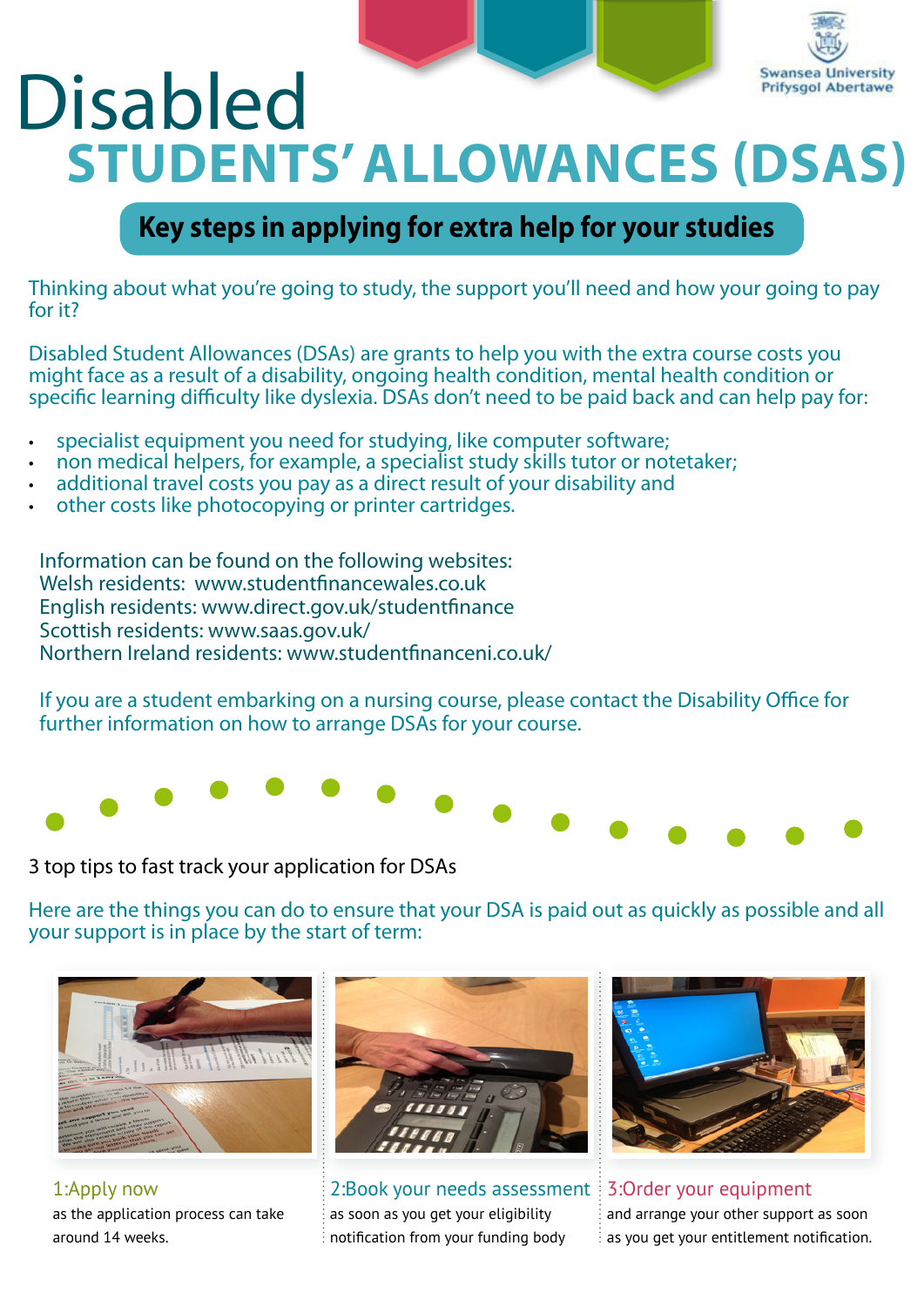Swansea University
Prifysgol Abertawe

# Disabled STUDENTS' ALLOWANCES (DSAS)

## Key steps in applying for extra help for your studies

Thinking about what you're going to study, the support you'll need and how your going to pay for it?

Disabled Student Allowances (DSAs) are grants to help you with the extra course costs you might face as a result of a disability, ongoing health condition, mental health condition or specific learning difficulty like dyslexia. DSAs don't need to be paid back and can help pay for:

- specialist equipment you need for studying, like computer software;
- non medical helpers, for example, a specialist study skills tutor or notetaker;
- additional travel costs you pay as a direct result of your disability and
- other costs like photocopying or printer cartridges.

Information can be found on the following websites:
Welsh residents: www.studentfinancewales.co.uk
English residents: www.direct.gov.uk/studentfinance
Scottish residents: www.saas.gov.uk/
Northern Ireland residents: www.studentfinanceni.co.uk/

If you are a student embarking on a nursing course, please contact the Disability Office for further information on how to arrange DSAs for your course.

### 3 top tips to fast track your application for DSAs

Here are the things you can do to ensure that your DSA is paid out as quickly as possible and all your support is in place by the start of term:

**1:Apply now**
as the application process can take around 14 weeks.

**2:Book your needs assessment**
as soon as you get your eligibility notification from your funding body

**3:Order your equipment**
and arrange your other support as soon as you get your entitlement notification.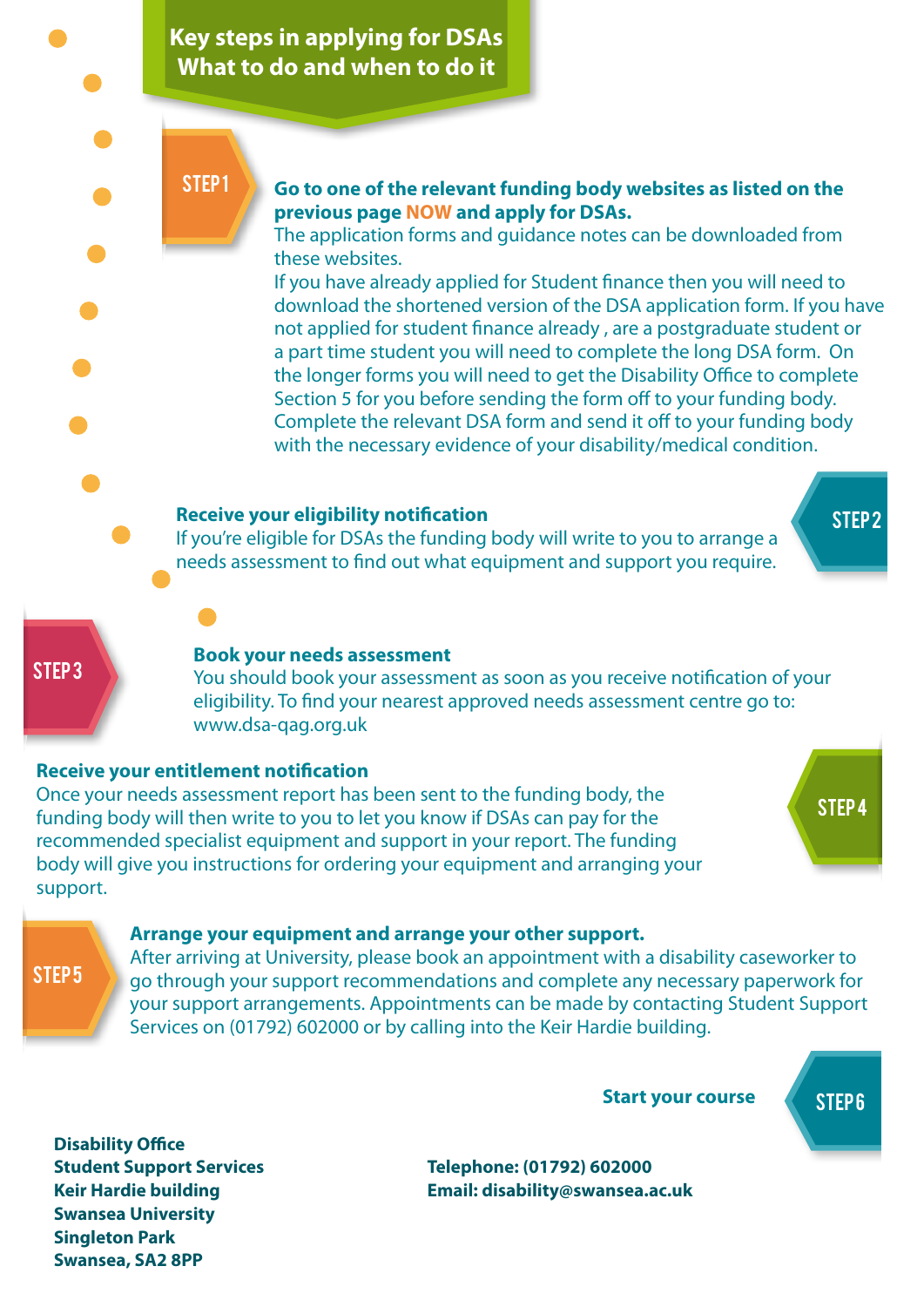# Key steps in applying for DSAs
## What to do and when to do it

### STEP 1

**Go to one of the relevant funding body websites as listed on the previous page NOW and apply for DSAs.**

The application forms and guidance notes can be downloaded from these websites.

If you have already applied for Student finance then you will need to download the shortened version of the DSA application form. If you have not applied for student finance already , are a postgraduate student or a part time student you will need to complete the long DSA form. On the longer forms you will need to get the Disability Office to complete Section 5 for you before sending the form off to your funding body. Complete the relevant DSA form and send it off to your funding body with the necessary evidence of your disability/medical condition.

### STEP 2

**Receive your eligibility notification**

If you're eligible for DSAs the funding body will write to you to arrange a needs assessment to find out what equipment and support you require.

### STEP 3

**Book your needs assessment**

You should book your assessment as soon as you receive notification of your eligibility. To find your nearest approved needs assessment centre go to: www.dsa-qag.org.uk

### STEP 4

**Receive your entitlement notification**

Once your needs assessment report has been sent to the funding body, the funding body will then write to you to let you know if DSAs can pay for the recommended specialist equipment and support in your report. The funding body will give you instructions for ordering your equipment and arranging your support.

### STEP 5

**Arrange your equipment and arrange your other support.**

After arriving at University, please book an appointment with a disability caseworker to go through your support recommendations and complete any necessary paperwork for your support arrangements. Appointments can be made by contacting Student Support Services on (01792) 602000 or by calling into the Keir Hardie building.

### STEP 6

**Start your course**

**Disability Office**
**Student Support Services**
**Keir Hardie building**
**Swansea University**
**Singleton Park**
**Swansea, SA2 8PP**

**Telephone: (01792) 602000**
**Email: disability@swansea.ac.uk**